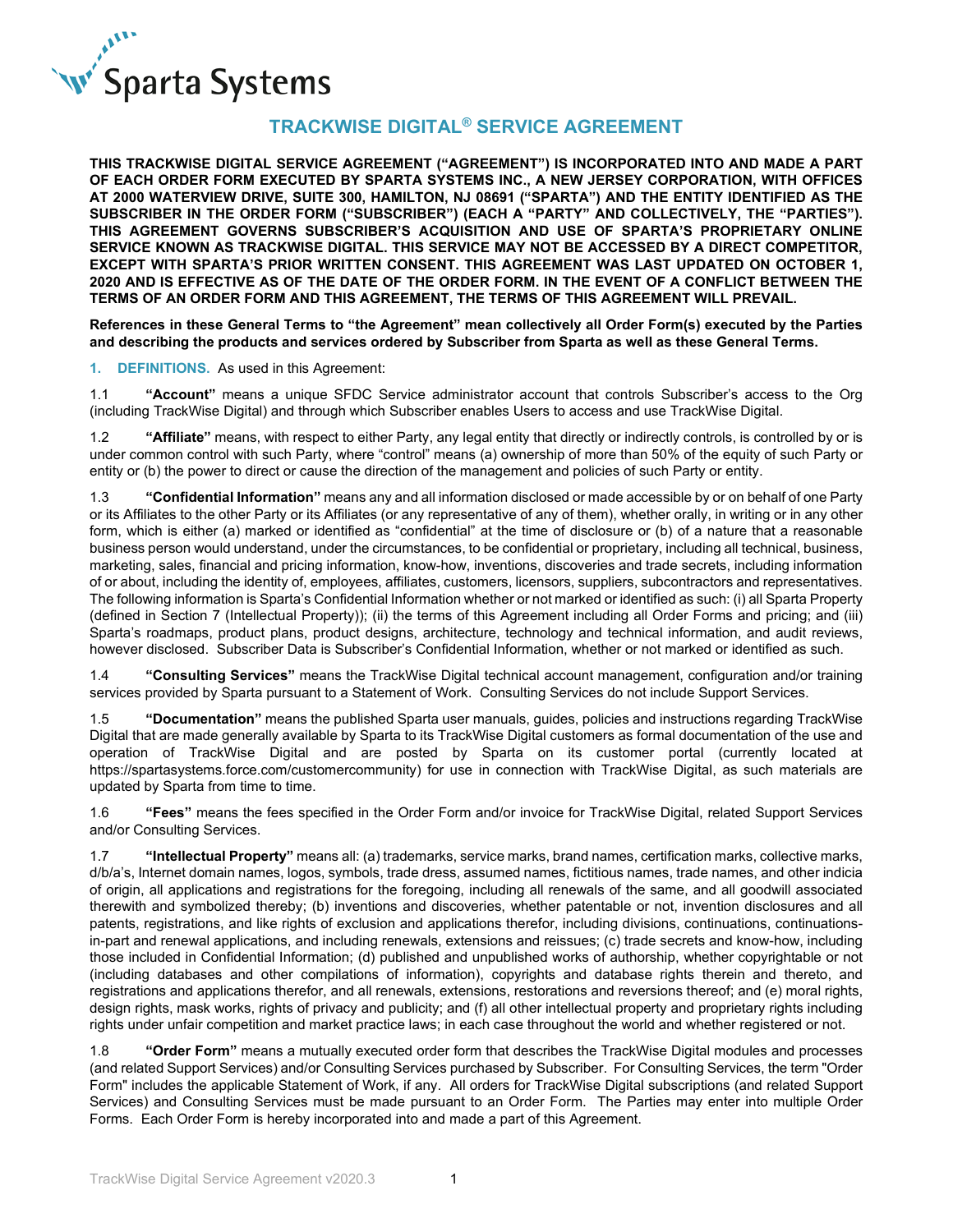Sparta Systems

# TRACKWISE DIGITAL® SERVICE AGREEMENT

**THIS TRACKWISE DIGITAL SERVICE AGREEMENT ("AGREEMENT") IS INCORPORATED INTO AND MADE A PART OF EACH ORDER FORM EXECUTED BY SPARTA SYSTEMS INC., A NEW JERSEY CORPORATION, WITH OFFICES AT 2000 WATERVIEW DRIVE, SUITE 300, HAMILTON, NJ 08691 ("SPARTA") AND THE ENTITY IDENTIFIED AS THE SUBSCRIBER IN THE ORDER FORM ("SUBSCRIBER") (EACH A "PARTY" AND COLLECTIVELY, THE "PARTIES"). THIS AGREEMENT GOVERNS SUBSCRIBER'S ACQUISITION AND USE OF SPARTA'S PROPRIETARY ONLINE SERVICE KNOWN AS TRACKWISE DIGITAL. THIS SERVICE MAY NOT BE ACCESSED BY A DIRECT COMPETITOR, EXCEPT WITH SPARTA'S PRIOR WRITTEN CONSENT. THIS AGREEMENT WAS LAST UPDATED ON OCTOBER 1, 2020 AND IS EFFECTIVE AS OF THE DATE OF THE ORDER FORM. IN THE EVENT OF A CONFLICT BETWEEN THE TERMS OF AN ORDER FORM AND THIS AGREEMENT, THE TERMS OF THIS AGREEMENT WILL PREVAIL.**

**References in these General Terms to "the Agreement" mean collectively all Order Form(s) executed by the Parties and describing the products and services ordered by Subscriber from Sparta as well as these General Terms.**

**1. DEFINITIONS.** As used in this Agreement:

1.1 **"Account"** means a unique SFDC Service administrator account that controls Subscriber's access to the Org (including TrackWise Digital) and through which Subscriber enables Users to access and use TrackWise Digital.

1.2 **"Affiliate"** means, with respect to either Party, any legal entity that directly or indirectly controls, is controlled by or is under common control with such Party, where "control" means (a) ownership of more than 50% of the equity of such Party or entity or (b) the power to direct or cause the direction of the management and policies of such Party or entity.

1.3 **"Confidential Information"** means any and all information disclosed or made accessible by or on behalf of one Party or its Affiliates to the other Party or its Affiliates (or any representative of any of them), whether orally, in writing or in any other form, which is either (a) marked or identified as "confidential" at the time of disclosure or (b) of a nature that a reasonable business person would understand, under the circumstances, to be confidential or proprietary, including all technical, business, marketing, sales, financial and pricing information, know-how, inventions, discoveries and trade secrets, including information of or about, including the identity of, employees, affiliates, customers, licensors, suppliers, subcontractors and representatives. The following information is Sparta's Confidential Information whether or not marked or identified as such: (i) all Sparta Property (defined in Section 7 (Intellectual Property)); (ii) the terms of this Agreement including all Order Forms and pricing; and (iii) Sparta's roadmaps, product plans, product designs, architecture, technology and technical information, and audit reviews, however disclosed. Subscriber Data is Subscriber's Confidential Information, whether or not marked or identified as such.

1.4 **"Consulting Services"** means the TrackWise Digital technical account management, configuration and/or training services provided by Sparta pursuant to a Statement of Work. Consulting Services do not include Support Services.

1.5 **"Documentation"** means the published Sparta user manuals, guides, policies and instructions regarding TrackWise Digital that are made generally available by Sparta to its TrackWise Digital customers as formal documentation of the use and operation of TrackWise Digital and are posted by Sparta on its customer portal (currently located at https://spartasystems.force.com/customercommunity) for use in connection with TrackWise Digital, as such materials are updated by Sparta from time to time.

1.6 **"Fees"** means the fees specified in the Order Form and/or invoice for TrackWise Digital, related Support Services and/or Consulting Services.

1.7 **"Intellectual Property"** means all: (a) trademarks, service marks, brand names, certification marks, collective marks, d/b/a's, Internet domain names, logos, symbols, trade dress, assumed names, fictitious names, trade names, and other indicia of origin, all applications and registrations for the foregoing, including all renewals of the same, and all goodwill associated therewith and symbolized thereby; (b) inventions and discoveries, whether patentable or not, invention disclosures and all patents, registrations, and like rights of exclusion and applications therefor, including divisions, continuations, continuations-in-part and renewal applications, and including renewals, extensions and reissues; (c) trade secrets and know-how, including those included in Confidential Information; (d) published and unpublished works of authorship, whether copyrightable or not (including databases and other compilations of information), copyrights and database rights therein and thereto, and registrations and applications therefor, and all renewals, extensions, restorations and reversions thereof; and (e) moral rights, design rights, mask works, rights of privacy and publicity; and (f) all other intellectual property and proprietary rights including rights under unfair competition and market practice laws; in each case throughout the world and whether registered or not.

1.8 **"Order Form"** means a mutually executed order form that describes the TrackWise Digital modules and processes (and related Support Services) and/or Consulting Services purchased by Subscriber. For Consulting Services, the term "Order Form" includes the applicable Statement of Work, if any. All orders for TrackWise Digital subscriptions (and related Support Services) and Consulting Services must be made pursuant to an Order Form. The Parties may enter into multiple Order Forms. Each Order Form is hereby incorporated into and made a part of this Agreement.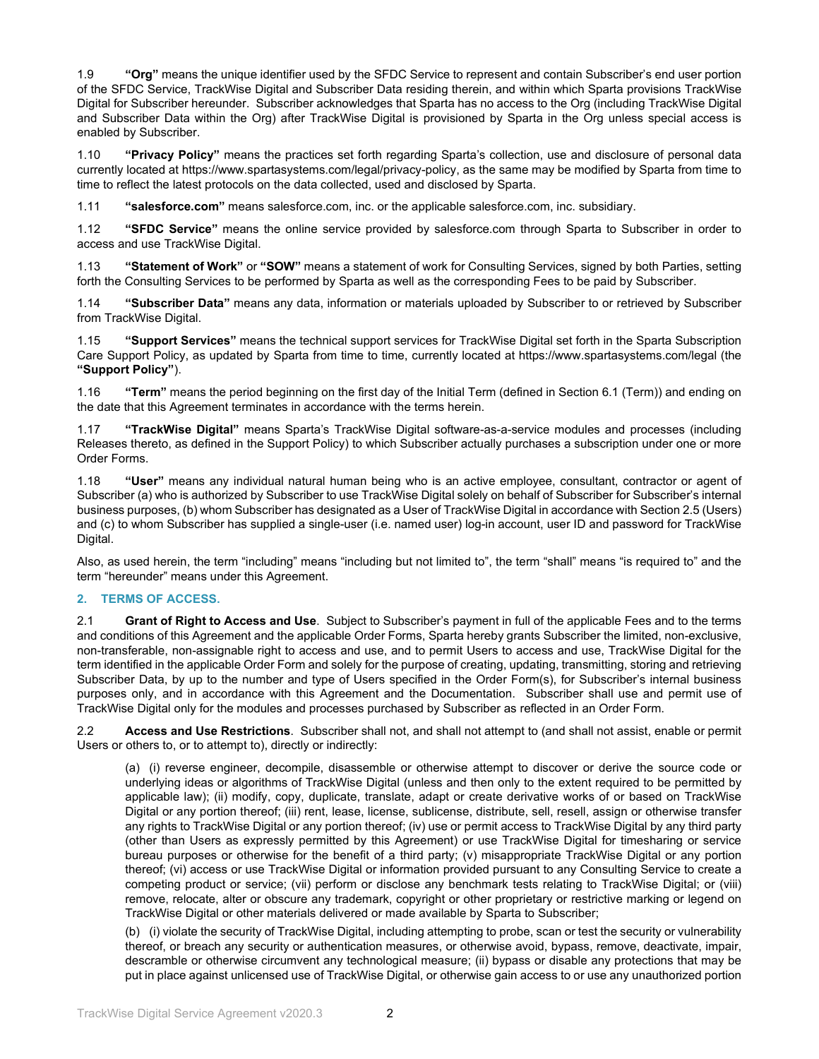1.9 **"Org"** means the unique identifier used by the SFDC Service to represent and contain Subscriber's end user portion of the SFDC Service, TrackWise Digital and Subscriber Data residing therein, and within which Sparta provisions TrackWise Digital for Subscriber hereunder. Subscriber acknowledges that Sparta has no access to the Org (including TrackWise Digital and Subscriber Data within the Org) after TrackWise Digital is provisioned by Sparta in the Org unless special access is enabled by Subscriber.

1.10 **"Privacy Policy"** means the practices set forth regarding Sparta's collection, use and disclosure of personal data currently located at https://www.spartasystems.com/legal/privacy-policy, as the same may be modified by Sparta from time to time to reflect the latest protocols on the data collected, used and disclosed by Sparta.

1.11 **"salesforce.com"** means salesforce.com, inc. or the applicable salesforce.com, inc. subsidiary.

1.12 **"SFDC Service"** means the online service provided by salesforce.com through Sparta to Subscriber in order to access and use TrackWise Digital.

1.13 **"Statement of Work"** or **"SOW"** means a statement of work for Consulting Services, signed by both Parties, setting forth the Consulting Services to be performed by Sparta as well as the corresponding Fees to be paid by Subscriber.

1.14 **"Subscriber Data"** means any data, information or materials uploaded by Subscriber to or retrieved by Subscriber from TrackWise Digital.

1.15 **"Support Services"** means the technical support services for TrackWise Digital set forth in the Sparta Subscription Care Support Policy, as updated by Sparta from time to time, currently located at https://www.spartasystems.com/legal (the **"Support Policy"**).

1.16 **"Term"** means the period beginning on the first day of the Initial Term (defined in Section 6.1 (Term)) and ending on the date that this Agreement terminates in accordance with the terms herein.

1.17 **"TrackWise Digital"** means Sparta's TrackWise Digital software-as-a-service modules and processes (including Releases thereto, as defined in the Support Policy) to which Subscriber actually purchases a subscription under one or more Order Forms.

1.18 **"User"** means any individual natural human being who is an active employee, consultant, contractor or agent of Subscriber (a) who is authorized by Subscriber to use TrackWise Digital solely on behalf of Subscriber for Subscriber's internal business purposes, (b) whom Subscriber has designated as a User of TrackWise Digital in accordance with Section 2.5 (Users) and (c) to whom Subscriber has supplied a single-user (i.e. named user) log-in account, user ID and password for TrackWise Digital.

Also, as used herein, the term "including" means "including but not limited to", the term "shall" means "is required to" and the term "hereunder" means under this Agreement.

## 2. TERMS OF ACCESS.

2.1 **Grant of Right to Access and Use**. Subject to Subscriber's payment in full of the applicable Fees and to the terms and conditions of this Agreement and the applicable Order Forms, Sparta hereby grants Subscriber the limited, non-exclusive, non-transferable, non-assignable right to access and use, and to permit Users to access and use, TrackWise Digital for the term identified in the applicable Order Form and solely for the purpose of creating, updating, transmitting, storing and retrieving Subscriber Data, by up to the number and type of Users specified in the Order Form(s), for Subscriber's internal business purposes only, and in accordance with this Agreement and the Documentation. Subscriber shall use and permit use of TrackWise Digital only for the modules and processes purchased by Subscriber as reflected in an Order Form.

2.2 **Access and Use Restrictions**. Subscriber shall not, and shall not attempt to (and shall not assist, enable or permit Users or others to, or to attempt to), directly or indirectly:

(a) (i) reverse engineer, decompile, disassemble or otherwise attempt to discover or derive the source code or underlying ideas or algorithms of TrackWise Digital (unless and then only to the extent required to be permitted by applicable law); (ii) modify, copy, duplicate, translate, adapt or create derivative works of or based on TrackWise Digital or any portion thereof; (iii) rent, lease, license, sublicense, distribute, sell, resell, assign or otherwise transfer any rights to TrackWise Digital or any portion thereof; (iv) use or permit access to TrackWise Digital by any third party (other than Users as expressly permitted by this Agreement) or use TrackWise Digital for timesharing or service bureau purposes or otherwise for the benefit of a third party; (v) misappropriate TrackWise Digital or any portion thereof; (vi) access or use TrackWise Digital or information provided pursuant to any Consulting Service to create a competing product or service; (vii) perform or disclose any benchmark tests relating to TrackWise Digital; or (viii) remove, relocate, alter or obscure any trademark, copyright or other proprietary or restrictive marking or legend on TrackWise Digital or other materials delivered or made available by Sparta to Subscriber;

(b) (i) violate the security of TrackWise Digital, including attempting to probe, scan or test the security or vulnerability thereof, or breach any security or authentication measures, or otherwise avoid, bypass, remove, deactivate, impair, descramble or otherwise circumvent any technological measure; (ii) bypass or disable any protections that may be put in place against unlicensed use of TrackWise Digital, or otherwise gain access to or use any unauthorized portion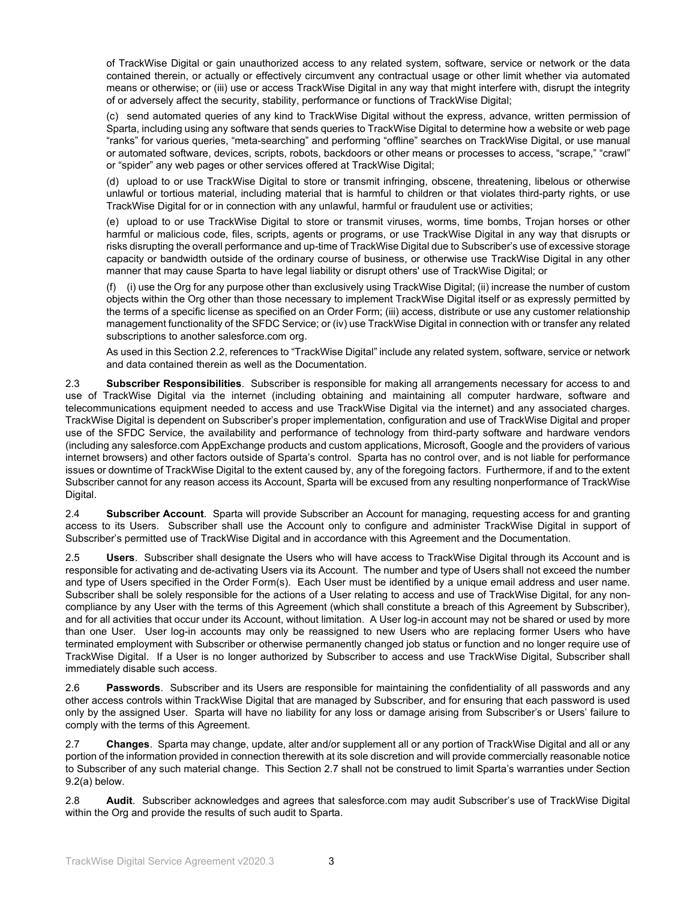of TrackWise Digital or gain unauthorized access to any related system, software, service or network or the data contained therein, or actually or effectively circumvent any contractual usage or other limit whether via automated means or otherwise; or (iii) use or access TrackWise Digital in any way that might interfere with, disrupt the integrity of or adversely affect the security, stability, performance or functions of TrackWise Digital;

(c) send automated queries of any kind to TrackWise Digital without the express, advance, written permission of Sparta, including using any software that sends queries to TrackWise Digital to determine how a website or web page "ranks" for various queries, "meta-searching" and performing "offline" searches on TrackWise Digital, or use manual or automated software, devices, scripts, robots, backdoors or other means or processes to access, "scrape," "crawl" or "spider" any web pages or other services offered at TrackWise Digital;

(d) upload to or use TrackWise Digital to store or transmit infringing, obscene, threatening, libelous or otherwise unlawful or tortious material, including material that is harmful to children or that violates third-party rights, or use TrackWise Digital for or in connection with any unlawful, harmful or fraudulent use or activities;

(e) upload to or use TrackWise Digital to store or transmit viruses, worms, time bombs, Trojan horses or other harmful or malicious code, files, scripts, agents or programs, or use TrackWise Digital in any way that disrupts or risks disrupting the overall performance and up-time of TrackWise Digital due to Subscriber's use of excessive storage capacity or bandwidth outside of the ordinary course of business, or otherwise use TrackWise Digital in any other manner that may cause Sparta to have legal liability or disrupt others' use of TrackWise Digital; or

(f) (i) use the Org for any purpose other than exclusively using TrackWise Digital; (ii) increase the number of custom objects within the Org other than those necessary to implement TrackWise Digital itself or as expressly permitted by the terms of a specific license as specified on an Order Form; (iii) access, distribute or use any customer relationship management functionality of the SFDC Service; or (iv) use TrackWise Digital in connection with or transfer any related subscriptions to another salesforce.com org.

As used in this Section 2.2, references to "TrackWise Digital" include any related system, software, service or network and data contained therein as well as the Documentation.

2.3 **Subscriber Responsibilities**. Subscriber is responsible for making all arrangements necessary for access to and use of TrackWise Digital via the internet (including obtaining and maintaining all computer hardware, software and telecommunications equipment needed to access and use TrackWise Digital via the internet) and any associated charges. TrackWise Digital is dependent on Subscriber's proper implementation, configuration and use of TrackWise Digital and proper use of the SFDC Service, the availability and performance of technology from third-party software and hardware vendors (including any salesforce.com AppExchange products and custom applications, Microsoft, Google and the providers of various internet browsers) and other factors outside of Sparta's control. Sparta has no control over, and is not liable for performance issues or downtime of TrackWise Digital to the extent caused by, any of the foregoing factors. Furthermore, if and to the extent Subscriber cannot for any reason access its Account, Sparta will be excused from any resulting nonperformance of TrackWise Digital.

2.4 **Subscriber Account**. Sparta will provide Subscriber an Account for managing, requesting access for and granting access to its Users. Subscriber shall use the Account only to configure and administer TrackWise Digital in support of Subscriber's permitted use of TrackWise Digital and in accordance with this Agreement and the Documentation.

2.5 **Users**. Subscriber shall designate the Users who will have access to TrackWise Digital through its Account and is responsible for activating and de-activating Users via its Account. The number and type of Users shall not exceed the number and type of Users specified in the Order Form(s). Each User must be identified by a unique email address and user name. Subscriber shall be solely responsible for the actions of a User relating to access and use of TrackWise Digital, for any non-compliance by any User with the terms of this Agreement (which shall constitute a breach of this Agreement by Subscriber), and for all activities that occur under its Account, without limitation. A User log-in account may not be shared or used by more than one User. User log-in accounts may only be reassigned to new Users who are replacing former Users who have terminated employment with Subscriber or otherwise permanently changed job status or function and no longer require use of TrackWise Digital. If a User is no longer authorized by Subscriber to access and use TrackWise Digital, Subscriber shall immediately disable such access.

2.6 **Passwords**. Subscriber and its Users are responsible for maintaining the confidentiality of all passwords and any other access controls within TrackWise Digital that are managed by Subscriber, and for ensuring that each password is used only by the assigned User. Sparta will have no liability for any loss or damage arising from Subscriber's or Users' failure to comply with the terms of this Agreement.

2.7 **Changes**. Sparta may change, update, alter and/or supplement all or any portion of TrackWise Digital and all or any portion of the information provided in connection therewith at its sole discretion and will provide commercially reasonable notice to Subscriber of any such material change. This Section 2.7 shall not be construed to limit Sparta's warranties under Section 9.2(a) below.

2.8 **Audit**. Subscriber acknowledges and agrees that salesforce.com may audit Subscriber's use of TrackWise Digital within the Org and provide the results of such audit to Sparta.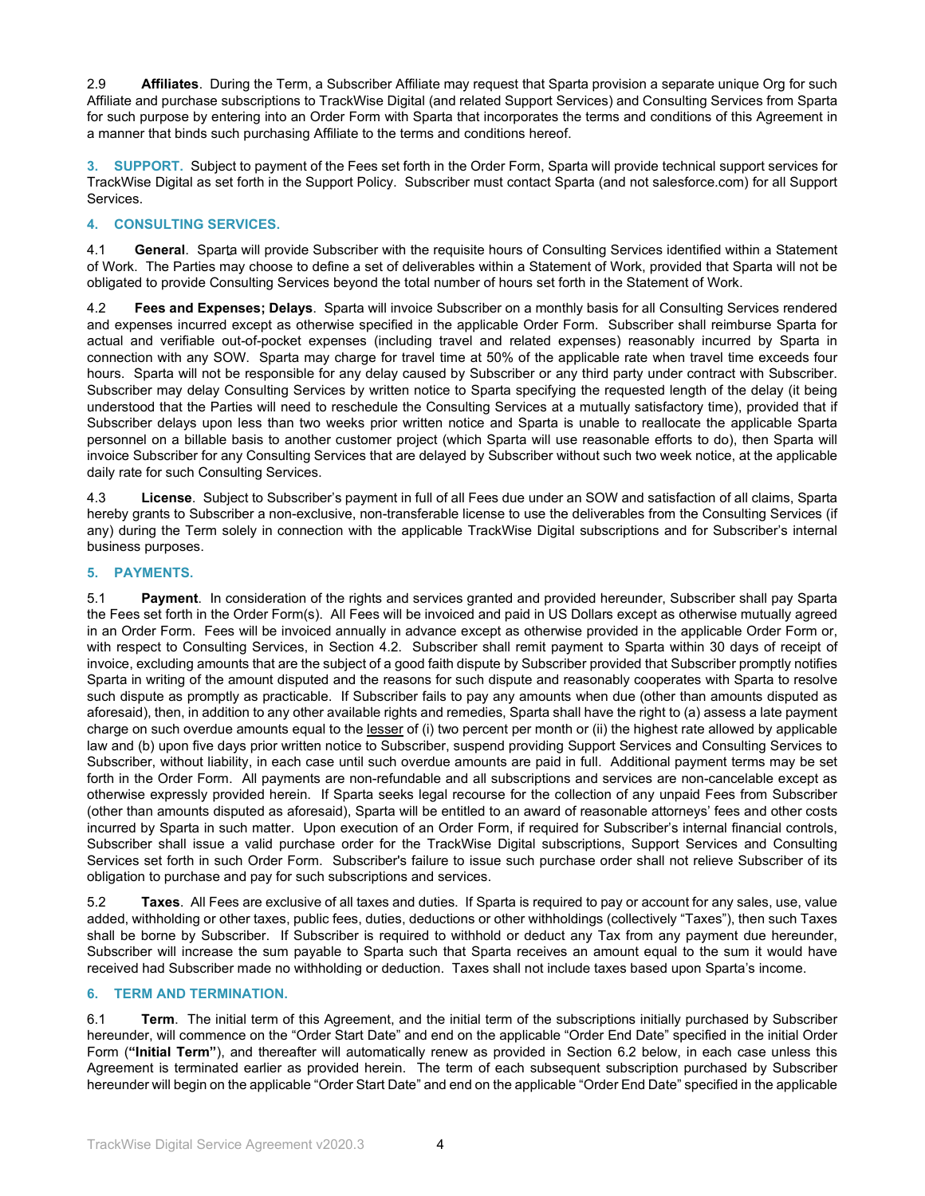2.9 **Affiliates**. During the Term, a Subscriber Affiliate may request that Sparta provision a separate unique Org for such Affiliate and purchase subscriptions to TrackWise Digital (and related Support Services) and Consulting Services from Sparta for such purpose by entering into an Order Form with Sparta that incorporates the terms and conditions of this Agreement in a manner that binds such purchasing Affiliate to the terms and conditions hereof.

**3. SUPPORT.** Subject to payment of the Fees set forth in the Order Form, Sparta will provide technical support services for TrackWise Digital as set forth in the Support Policy. Subscriber must contact Sparta (and not salesforce.com) for all Support Services.

## 4. CONSULTING SERVICES.

4.1 **General**. Sparta will provide Subscriber with the requisite hours of Consulting Services identified within a Statement of Work. The Parties may choose to define a set of deliverables within a Statement of Work, provided that Sparta will not be obligated to provide Consulting Services beyond the total number of hours set forth in the Statement of Work.

4.2 **Fees and Expenses; Delays**. Sparta will invoice Subscriber on a monthly basis for all Consulting Services rendered and expenses incurred except as otherwise specified in the applicable Order Form. Subscriber shall reimburse Sparta for actual and verifiable out-of-pocket expenses (including travel and related expenses) reasonably incurred by Sparta in connection with any SOW. Sparta may charge for travel time at 50% of the applicable rate when travel time exceeds four hours. Sparta will not be responsible for any delay caused by Subscriber or any third party under contract with Subscriber. Subscriber may delay Consulting Services by written notice to Sparta specifying the requested length of the delay (it being understood that the Parties will need to reschedule the Consulting Services at a mutually satisfactory time), provided that if Subscriber delays upon less than two weeks prior written notice and Sparta is unable to reallocate the applicable Sparta personnel on a billable basis to another customer project (which Sparta will use reasonable efforts to do), then Sparta will invoice Subscriber for any Consulting Services that are delayed by Subscriber without such two week notice, at the applicable daily rate for such Consulting Services.

4.3 **License**. Subject to Subscriber's payment in full of all Fees due under an SOW and satisfaction of all claims, Sparta hereby grants to Subscriber a non-exclusive, non-transferable license to use the deliverables from the Consulting Services (if any) during the Term solely in connection with the applicable TrackWise Digital subscriptions and for Subscriber's internal business purposes.

## 5. PAYMENTS.

5.1 **Payment**. In consideration of the rights and services granted and provided hereunder, Subscriber shall pay Sparta the Fees set forth in the Order Form(s). All Fees will be invoiced and paid in US Dollars except as otherwise mutually agreed in an Order Form. Fees will be invoiced annually in advance except as otherwise provided in the applicable Order Form or, with respect to Consulting Services, in Section 4.2. Subscriber shall remit payment to Sparta within 30 days of receipt of invoice, excluding amounts that are the subject of a good faith dispute by Subscriber provided that Subscriber promptly notifies Sparta in writing of the amount disputed and the reasons for such dispute and reasonably cooperates with Sparta to resolve such dispute as promptly as practicable. If Subscriber fails to pay any amounts when due (other than amounts disputed as aforesaid), then, in addition to any other available rights and remedies, Sparta shall have the right to (a) assess a late payment charge on such overdue amounts equal to the lesser of (i) two percent per month or (ii) the highest rate allowed by applicable law and (b) upon five days prior written notice to Subscriber, suspend providing Support Services and Consulting Services to Subscriber, without liability, in each case until such overdue amounts are paid in full. Additional payment terms may be set forth in the Order Form. All payments are non-refundable and all subscriptions and services are non-cancelable except as otherwise expressly provided herein. If Sparta seeks legal recourse for the collection of any unpaid Fees from Subscriber (other than amounts disputed as aforesaid), Sparta will be entitled to an award of reasonable attorneys' fees and other costs incurred by Sparta in such matter. Upon execution of an Order Form, if required for Subscriber's internal financial controls, Subscriber shall issue a valid purchase order for the TrackWise Digital subscriptions, Support Services and Consulting Services set forth in such Order Form. Subscriber's failure to issue such purchase order shall not relieve Subscriber of its obligation to purchase and pay for such subscriptions and services.

5.2 **Taxes**. All Fees are exclusive of all taxes and duties. If Sparta is required to pay or account for any sales, use, value added, withholding or other taxes, public fees, duties, deductions or other withholdings (collectively "Taxes"), then such Taxes shall be borne by Subscriber. If Subscriber is required to withhold or deduct any Tax from any payment due hereunder, Subscriber will increase the sum payable to Sparta such that Sparta receives an amount equal to the sum it would have received had Subscriber made no withholding or deduction. Taxes shall not include taxes based upon Sparta's income.

## 6. TERM AND TERMINATION.

6.1 **Term**. The initial term of this Agreement, and the initial term of the subscriptions initially purchased by Subscriber hereunder, will commence on the "Order Start Date" and end on the applicable "Order End Date" specified in the initial Order Form (**"Initial Term"**), and thereafter will automatically renew as provided in Section 6.2 below, in each case unless this Agreement is terminated earlier as provided herein. The term of each subsequent subscription purchased by Subscriber hereunder will begin on the applicable "Order Start Date" and end on the applicable "Order End Date" specified in the applicable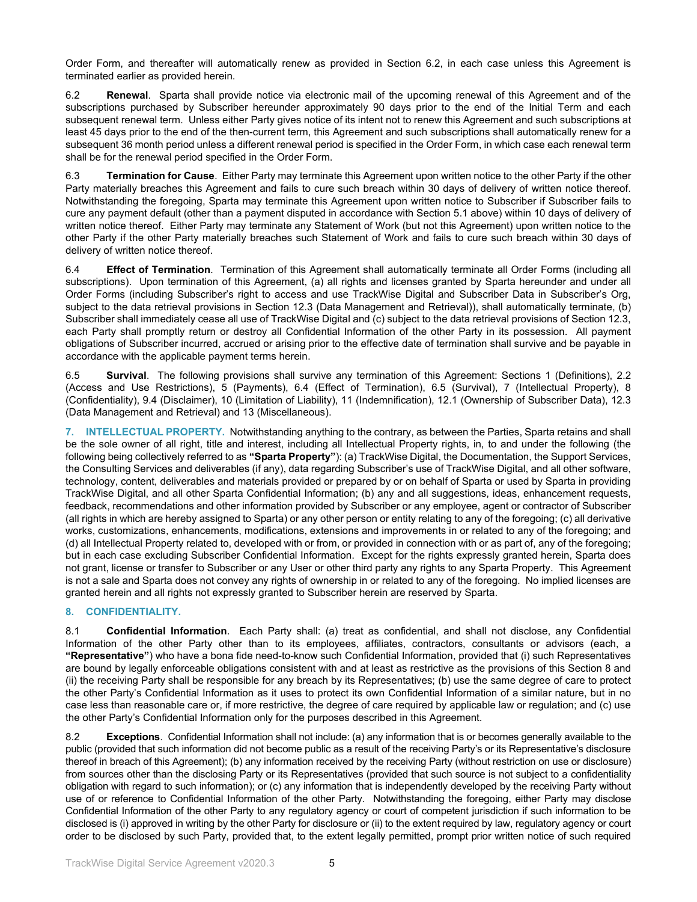Order Form, and thereafter will automatically renew as provided in Section 6.2, in each case unless this Agreement is terminated earlier as provided herein.

6.2 **Renewal**. Sparta shall provide notice via electronic mail of the upcoming renewal of this Agreement and of the subscriptions purchased by Subscriber hereunder approximately 90 days prior to the end of the Initial Term and each subsequent renewal term. Unless either Party gives notice of its intent not to renew this Agreement and such subscriptions at least 45 days prior to the end of the then-current term, this Agreement and such subscriptions shall automatically renew for a subsequent 36 month period unless a different renewal period is specified in the Order Form, in which case each renewal term shall be for the renewal period specified in the Order Form.

6.3 **Termination for Cause**. Either Party may terminate this Agreement upon written notice to the other Party if the other Party materially breaches this Agreement and fails to cure such breach within 30 days of delivery of written notice thereof. Notwithstanding the foregoing, Sparta may terminate this Agreement upon written notice to Subscriber if Subscriber fails to cure any payment default (other than a payment disputed in accordance with Section 5.1 above) within 10 days of delivery of written notice thereof. Either Party may terminate any Statement of Work (but not this Agreement) upon written notice to the other Party if the other Party materially breaches such Statement of Work and fails to cure such breach within 30 days of delivery of written notice thereof.

6.4 **Effect of Termination**. Termination of this Agreement shall automatically terminate all Order Forms (including all subscriptions). Upon termination of this Agreement, (a) all rights and licenses granted by Sparta hereunder and under all Order Forms (including Subscriber's right to access and use TrackWise Digital and Subscriber Data in Subscriber's Org, subject to the data retrieval provisions in Section 12.3 (Data Management and Retrieval)), shall automatically terminate, (b) Subscriber shall immediately cease all use of TrackWise Digital and (c) subject to the data retrieval provisions of Section 12.3, each Party shall promptly return or destroy all Confidential Information of the other Party in its possession. All payment obligations of Subscriber incurred, accrued or arising prior to the effective date of termination shall survive and be payable in accordance with the applicable payment terms herein.

6.5 **Survival**. The following provisions shall survive any termination of this Agreement: Sections 1 (Definitions), 2.2 (Access and Use Restrictions), 5 (Payments), 6.4 (Effect of Termination), 6.5 (Survival), 7 (Intellectual Property), 8 (Confidentiality), 9.4 (Disclaimer), 10 (Limitation of Liability), 11 (Indemnification), 12.1 (Ownership of Subscriber Data), 12.3 (Data Management and Retrieval) and 13 (Miscellaneous).

**7. INTELLECTUAL PROPERTY.** Notwithstanding anything to the contrary, as between the Parties, Sparta retains and shall be the sole owner of all right, title and interest, including all Intellectual Property rights, in, to and under the following (the following being collectively referred to as **"Sparta Property"**): (a) TrackWise Digital, the Documentation, the Support Services, the Consulting Services and deliverables (if any), data regarding Subscriber's use of TrackWise Digital, and all other software, technology, content, deliverables and materials provided or prepared by or on behalf of Sparta or used by Sparta in providing TrackWise Digital, and all other Sparta Confidential Information; (b) any and all suggestions, ideas, enhancement requests, feedback, recommendations and other information provided by Subscriber or any employee, agent or contractor of Subscriber (all rights in which are hereby assigned to Sparta) or any other person or entity relating to any of the foregoing; (c) all derivative works, customizations, enhancements, modifications, extensions and improvements in or related to any of the foregoing; and (d) all Intellectual Property related to, developed with or from, or provided in connection with or as part of, any of the foregoing; but in each case excluding Subscriber Confidential Information. Except for the rights expressly granted herein, Sparta does not grant, license or transfer to Subscriber or any User or other third party any rights to any Sparta Property. This Agreement is not a sale and Sparta does not convey any rights of ownership in or related to any of the foregoing. No implied licenses are granted herein and all rights not expressly granted to Subscriber herein are reserved by Sparta.

## 8. CONFIDENTIALITY.

8.1 **Confidential Information**. Each Party shall: (a) treat as confidential, and shall not disclose, any Confidential Information of the other Party other than to its employees, affiliates, contractors, consultants or advisors (each, a **"Representative"**) who have a bona fide need-to-know such Confidential Information, provided that (i) such Representatives are bound by legally enforceable obligations consistent with and at least as restrictive as the provisions of this Section 8 and (ii) the receiving Party shall be responsible for any breach by its Representatives; (b) use the same degree of care to protect the other Party's Confidential Information as it uses to protect its own Confidential Information of a similar nature, but in no case less than reasonable care or, if more restrictive, the degree of care required by applicable law or regulation; and (c) use the other Party's Confidential Information only for the purposes described in this Agreement.

8.2 **Exceptions**. Confidential Information shall not include: (a) any information that is or becomes generally available to the public (provided that such information did not become public as a result of the receiving Party's or its Representative's disclosure thereof in breach of this Agreement); (b) any information received by the receiving Party (without restriction on use or disclosure) from sources other than the disclosing Party or its Representatives (provided that such source is not subject to a confidentiality obligation with regard to such information); or (c) any information that is independently developed by the receiving Party without use of or reference to Confidential Information of the other Party. Notwithstanding the foregoing, either Party may disclose Confidential Information of the other Party to any regulatory agency or court of competent jurisdiction if such information to be disclosed is (i) approved in writing by the other Party for disclosure or (ii) to the extent required by law, regulatory agency or court order to be disclosed by such Party, provided that, to the extent legally permitted, prompt prior written notice of such required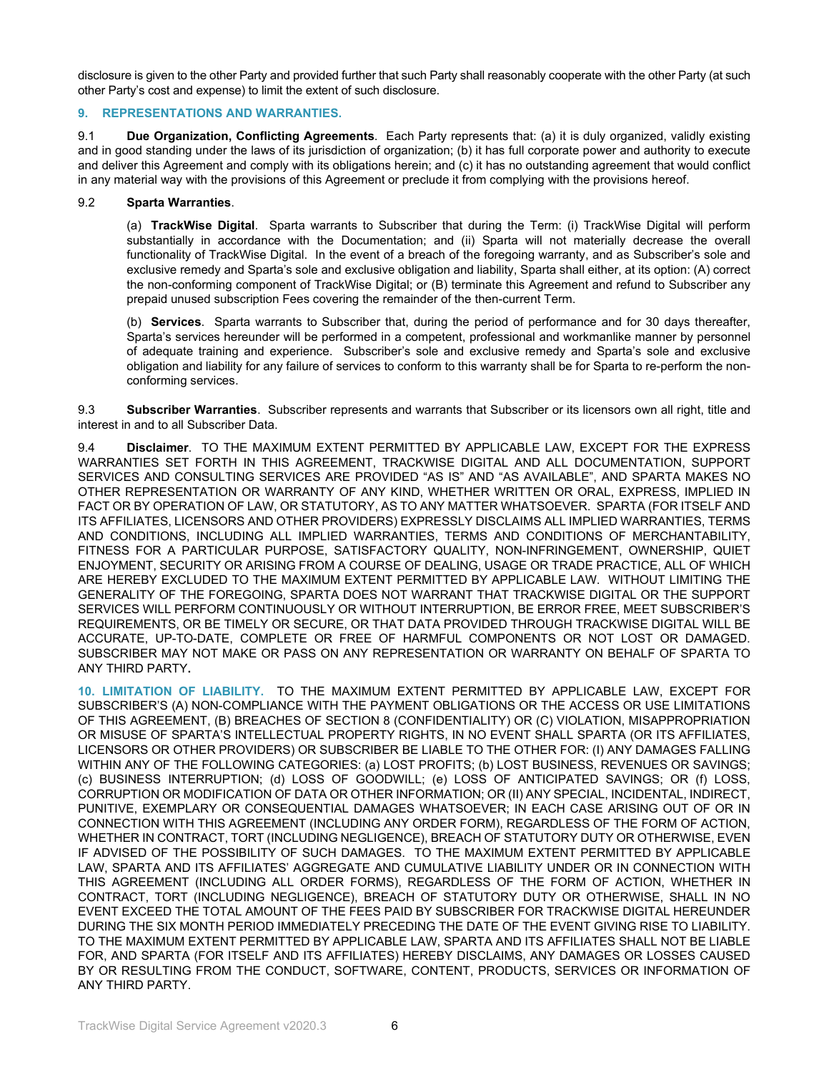disclosure is given to the other Party and provided further that such Party shall reasonably cooperate with the other Party (at such other Party's cost and expense) to limit the extent of such disclosure.

## 9. REPRESENTATIONS AND WARRANTIES.

9.1 **Due Organization, Conflicting Agreements**. Each Party represents that: (a) it is duly organized, validly existing and in good standing under the laws of its jurisdiction of organization; (b) it has full corporate power and authority to execute and deliver this Agreement and comply with its obligations herein; and (c) it has no outstanding agreement that would conflict in any material way with the provisions of this Agreement or preclude it from complying with the provisions hereof.

9.2 **Sparta Warranties**.

(a) **TrackWise Digital**. Sparta warrants to Subscriber that during the Term: (i) TrackWise Digital will perform substantially in accordance with the Documentation; and (ii) Sparta will not materially decrease the overall functionality of TrackWise Digital. In the event of a breach of the foregoing warranty, and as Subscriber's sole and exclusive remedy and Sparta's sole and exclusive obligation and liability, Sparta shall either, at its option: (A) correct the non-conforming component of TrackWise Digital; or (B) terminate this Agreement and refund to Subscriber any prepaid unused subscription Fees covering the remainder of the then-current Term.

(b) **Services**. Sparta warrants to Subscriber that, during the period of performance and for 30 days thereafter, Sparta's services hereunder will be performed in a competent, professional and workmanlike manner by personnel of adequate training and experience. Subscriber's sole and exclusive remedy and Sparta's sole and exclusive obligation and liability for any failure of services to conform to this warranty shall be for Sparta to re-perform the non-conforming services.

9.3 **Subscriber Warranties**. Subscriber represents and warrants that Subscriber or its licensors own all right, title and interest in and to all Subscriber Data.

9.4 **Disclaimer**. TO THE MAXIMUM EXTENT PERMITTED BY APPLICABLE LAW, EXCEPT FOR THE EXPRESS WARRANTIES SET FORTH IN THIS AGREEMENT, TRACKWISE DIGITAL AND ALL DOCUMENTATION, SUPPORT SERVICES AND CONSULTING SERVICES ARE PROVIDED "AS IS" AND "AS AVAILABLE", AND SPARTA MAKES NO OTHER REPRESENTATION OR WARRANTY OF ANY KIND, WHETHER WRITTEN OR ORAL, EXPRESS, IMPLIED IN FACT OR BY OPERATION OF LAW, OR STATUTORY, AS TO ANY MATTER WHATSOEVER. SPARTA (FOR ITSELF AND ITS AFFILIATES, LICENSORS AND OTHER PROVIDERS) EXPRESSLY DISCLAIMS ALL IMPLIED WARRANTIES, TERMS AND CONDITIONS, INCLUDING ALL IMPLIED WARRANTIES, TERMS AND CONDITIONS OF MERCHANTABILITY, FITNESS FOR A PARTICULAR PURPOSE, SATISFACTORY QUALITY, NON-INFRINGEMENT, OWNERSHIP, QUIET ENJOYMENT, SECURITY OR ARISING FROM A COURSE OF DEALING, USAGE OR TRADE PRACTICE, ALL OF WHICH ARE HEREBY EXCLUDED TO THE MAXIMUM EXTENT PERMITTED BY APPLICABLE LAW. WITHOUT LIMITING THE GENERALITY OF THE FOREGOING, SPARTA DOES NOT WARRANT THAT TRACKWISE DIGITAL OR THE SUPPORT SERVICES WILL PERFORM CONTINUOUSLY OR WITHOUT INTERRUPTION, BE ERROR FREE, MEET SUBSCRIBER'S REQUIREMENTS, OR BE TIMELY OR SECURE, OR THAT DATA PROVIDED THROUGH TRACKWISE DIGITAL WILL BE ACCURATE, UP-TO-DATE, COMPLETE OR FREE OF HARMFUL COMPONENTS OR NOT LOST OR DAMAGED. SUBSCRIBER MAY NOT MAKE OR PASS ON ANY REPRESENTATION OR WARRANTY ON BEHALF OF SPARTA TO ANY THIRD PARTY.

**10. LIMITATION OF LIABILITY.** TO THE MAXIMUM EXTENT PERMITTED BY APPLICABLE LAW, EXCEPT FOR SUBSCRIBER'S (A) NON-COMPLIANCE WITH THE PAYMENT OBLIGATIONS OR THE ACCESS OR USE LIMITATIONS OF THIS AGREEMENT, (B) BREACHES OF SECTION 8 (CONFIDENTIALITY) OR (C) VIOLATION, MISAPPROPRIATION OR MISUSE OF SPARTA'S INTELLECTUAL PROPERTY RIGHTS, IN NO EVENT SHALL SPARTA (OR ITS AFFILIATES, LICENSORS OR OTHER PROVIDERS) OR SUBSCRIBER BE LIABLE TO THE OTHER FOR: (I) ANY DAMAGES FALLING WITHIN ANY OF THE FOLLOWING CATEGORIES: (a) LOST PROFITS; (b) LOST BUSINESS, REVENUES OR SAVINGS; (c) BUSINESS INTERRUPTION; (d) LOSS OF GOODWILL; (e) LOSS OF ANTICIPATED SAVINGS; OR (f) LOSS, CORRUPTION OR MODIFICATION OF DATA OR OTHER INFORMATION; OR (II) ANY SPECIAL, INCIDENTAL, INDIRECT, PUNITIVE, EXEMPLARY OR CONSEQUENTIAL DAMAGES WHATSOEVER; IN EACH CASE ARISING OUT OF OR IN CONNECTION WITH THIS AGREEMENT (INCLUDING ANY ORDER FORM), REGARDLESS OF THE FORM OF ACTION, WHETHER IN CONTRACT, TORT (INCLUDING NEGLIGENCE), BREACH OF STATUTORY DUTY OR OTHERWISE, EVEN IF ADVISED OF THE POSSIBILITY OF SUCH DAMAGES. TO THE MAXIMUM EXTENT PERMITTED BY APPLICABLE LAW, SPARTA AND ITS AFFILIATES' AGGREGATE AND CUMULATIVE LIABILITY UNDER OR IN CONNECTION WITH THIS AGREEMENT (INCLUDING ALL ORDER FORMS), REGARDLESS OF THE FORM OF ACTION, WHETHER IN CONTRACT, TORT (INCLUDING NEGLIGENCE), BREACH OF STATUTORY DUTY OR OTHERWISE, SHALL IN NO EVENT EXCEED THE TOTAL AMOUNT OF THE FEES PAID BY SUBSCRIBER FOR TRACKWISE DIGITAL HEREUNDER DURING THE SIX MONTH PERIOD IMMEDIATELY PRECEDING THE DATE OF THE EVENT GIVING RISE TO LIABILITY. TO THE MAXIMUM EXTENT PERMITTED BY APPLICABLE LAW, SPARTA AND ITS AFFILIATES SHALL NOT BE LIABLE FOR, AND SPARTA (FOR ITSELF AND ITS AFFILIATES) HEREBY DISCLAIMS, ANY DAMAGES OR LOSSES CAUSED BY OR RESULTING FROM THE CONDUCT, SOFTWARE, CONTENT, PRODUCTS, SERVICES OR INFORMATION OF ANY THIRD PARTY.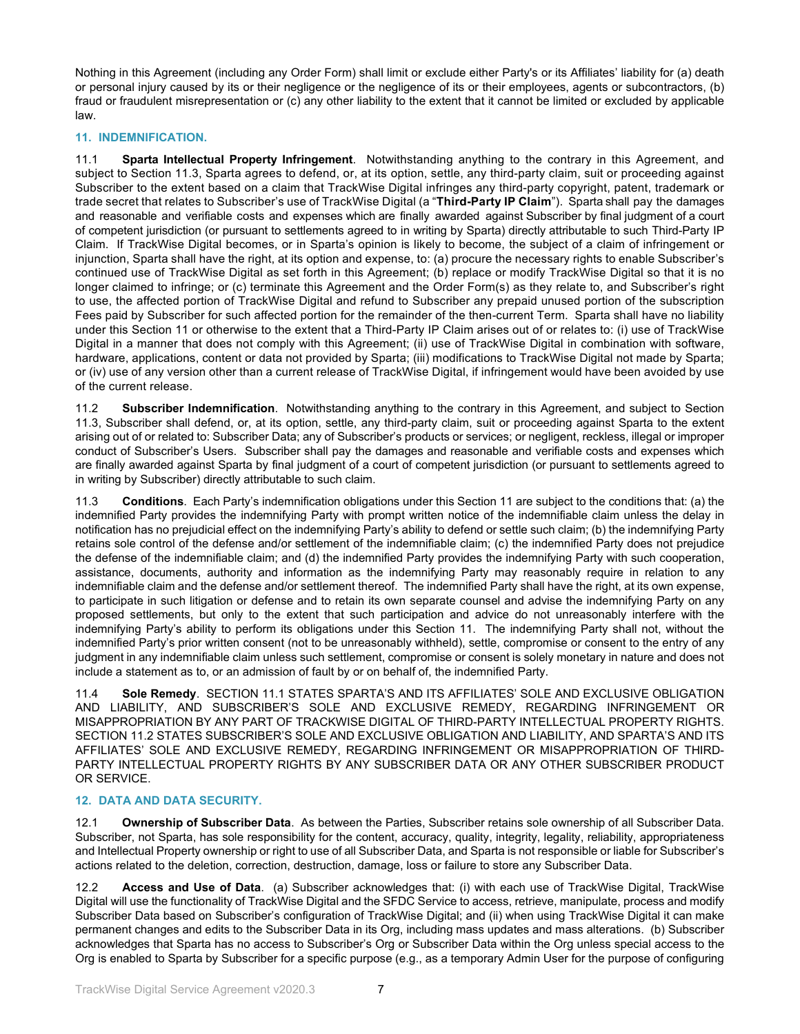Nothing in this Agreement (including any Order Form) shall limit or exclude either Party's or its Affiliates' liability for (a) death or personal injury caused by its or their negligence or the negligence of its or their employees, agents or subcontractors, (b) fraud or fraudulent misrepresentation or (c) any other liability to the extent that it cannot be limited or excluded by applicable law.

## 11. INDEMNIFICATION.

11.1 **Sparta Intellectual Property Infringement**. Notwithstanding anything to the contrary in this Agreement, and subject to Section 11.3, Sparta agrees to defend, or, at its option, settle, any third-party claim, suit or proceeding against Subscriber to the extent based on a claim that TrackWise Digital infringes any third-party copyright, patent, trademark or trade secret that relates to Subscriber's use of TrackWise Digital (a "**Third-Party IP Claim**"). Sparta shall pay the damages and reasonable and verifiable costs and expenses which are finally awarded against Subscriber by final judgment of a court of competent jurisdiction (or pursuant to settlements agreed to in writing by Sparta) directly attributable to such Third-Party IP Claim. If TrackWise Digital becomes, or in Sparta's opinion is likely to become, the subject of a claim of infringement or injunction, Sparta shall have the right, at its option and expense, to: (a) procure the necessary rights to enable Subscriber's continued use of TrackWise Digital as set forth in this Agreement; (b) replace or modify TrackWise Digital so that it is no longer claimed to infringe; or (c) terminate this Agreement and the Order Form(s) as they relate to, and Subscriber's right to use, the affected portion of TrackWise Digital and refund to Subscriber any prepaid unused portion of the subscription Fees paid by Subscriber for such affected portion for the remainder of the then-current Term. Sparta shall have no liability under this Section 11 or otherwise to the extent that a Third-Party IP Claim arises out of or relates to: (i) use of TrackWise Digital in a manner that does not comply with this Agreement; (ii) use of TrackWise Digital in combination with software, hardware, applications, content or data not provided by Sparta; (iii) modifications to TrackWise Digital not made by Sparta; or (iv) use of any version other than a current release of TrackWise Digital, if infringement would have been avoided by use of the current release.

11.2 **Subscriber Indemnification**. Notwithstanding anything to the contrary in this Agreement, and subject to Section 11.3, Subscriber shall defend, or, at its option, settle, any third-party claim, suit or proceeding against Sparta to the extent arising out of or related to: Subscriber Data; any of Subscriber's products or services; or negligent, reckless, illegal or improper conduct of Subscriber's Users. Subscriber shall pay the damages and reasonable and verifiable costs and expenses which are finally awarded against Sparta by final judgment of a court of competent jurisdiction (or pursuant to settlements agreed to in writing by Subscriber) directly attributable to such claim.

11.3 **Conditions**. Each Party's indemnification obligations under this Section 11 are subject to the conditions that: (a) the indemnified Party provides the indemnifying Party with prompt written notice of the indemnifiable claim unless the delay in notification has no prejudicial effect on the indemnifying Party's ability to defend or settle such claim; (b) the indemnifying Party retains sole control of the defense and/or settlement of the indemnifiable claim; (c) the indemnified Party does not prejudice the defense of the indemnifiable claim; and (d) the indemnified Party provides the indemnifying Party with such cooperation, assistance, documents, authority and information as the indemnifying Party may reasonably require in relation to any indemnifiable claim and the defense and/or settlement thereof. The indemnified Party shall have the right, at its own expense, to participate in such litigation or defense and to retain its own separate counsel and advise the indemnifying Party on any proposed settlements, but only to the extent that such participation and advice do not unreasonably interfere with the indemnifying Party's ability to perform its obligations under this Section 11. The indemnifying Party shall not, without the indemnified Party's prior written consent (not to be unreasonably withheld), settle, compromise or consent to the entry of any judgment in any indemnifiable claim unless such settlement, compromise or consent is solely monetary in nature and does not include a statement as to, or an admission of fault by or on behalf of, the indemnified Party.

11.4 **Sole Remedy**. SECTION 11.1 STATES SPARTA'S AND ITS AFFILIATES' SOLE AND EXCLUSIVE OBLIGATION AND LIABILITY, AND SUBSCRIBER'S SOLE AND EXCLUSIVE REMEDY, REGARDING INFRINGEMENT OR MISAPPROPRIATION BY ANY PART OF TRACKWISE DIGITAL OF THIRD-PARTY INTELLECTUAL PROPERTY RIGHTS. SECTION 11.2 STATES SUBSCRIBER'S SOLE AND EXCLUSIVE OBLIGATION AND LIABILITY, AND SPARTA'S AND ITS AFFILIATES' SOLE AND EXCLUSIVE REMEDY, REGARDING INFRINGEMENT OR MISAPPROPRIATION OF THIRD-PARTY INTELLECTUAL PROPERTY RIGHTS BY ANY SUBSCRIBER DATA OR ANY OTHER SUBSCRIBER PRODUCT OR SERVICE.

## 12. DATA AND DATA SECURITY.

12.1 **Ownership of Subscriber Data**. As between the Parties, Subscriber retains sole ownership of all Subscriber Data. Subscriber, not Sparta, has sole responsibility for the content, accuracy, quality, integrity, legality, reliability, appropriateness and Intellectual Property ownership or right to use of all Subscriber Data, and Sparta is not responsible or liable for Subscriber's actions related to the deletion, correction, destruction, damage, loss or failure to store any Subscriber Data.

12.2 **Access and Use of Data**. (a) Subscriber acknowledges that: (i) with each use of TrackWise Digital, TrackWise Digital will use the functionality of TrackWise Digital and the SFDC Service to access, retrieve, manipulate, process and modify Subscriber Data based on Subscriber's configuration of TrackWise Digital; and (ii) when using TrackWise Digital it can make permanent changes and edits to the Subscriber Data in its Org, including mass updates and mass alterations. (b) Subscriber acknowledges that Sparta has no access to Subscriber's Org or Subscriber Data within the Org unless special access to the Org is enabled to Sparta by Subscriber for a specific purpose (e.g., as a temporary Admin User for the purpose of configuring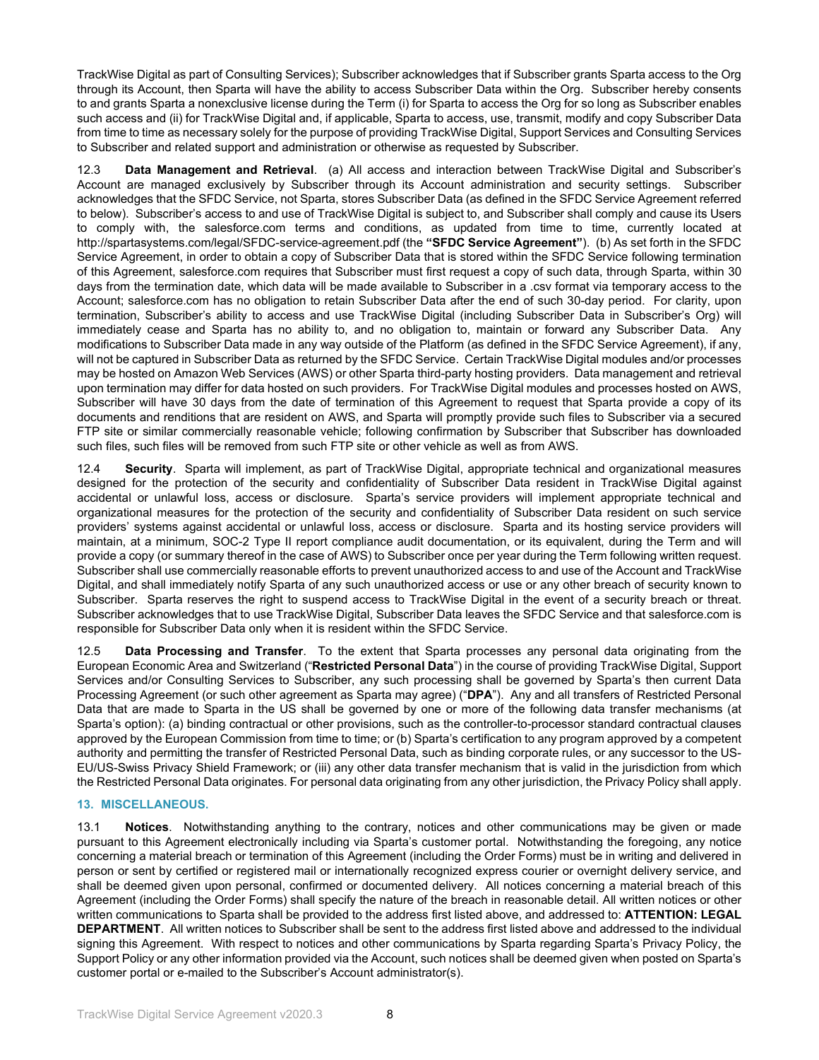TrackWise Digital as part of Consulting Services); Subscriber acknowledges that if Subscriber grants Sparta access to the Org through its Account, then Sparta will have the ability to access Subscriber Data within the Org. Subscriber hereby consents to and grants Sparta a nonexclusive license during the Term (i) for Sparta to access the Org for so long as Subscriber enables such access and (ii) for TrackWise Digital and, if applicable, Sparta to access, use, transmit, modify and copy Subscriber Data from time to time as necessary solely for the purpose of providing TrackWise Digital, Support Services and Consulting Services to Subscriber and related support and administration or otherwise as requested by Subscriber.

12.3 **Data Management and Retrieval**. (a) All access and interaction between TrackWise Digital and Subscriber's Account are managed exclusively by Subscriber through its Account administration and security settings. Subscriber acknowledges that the SFDC Service, not Sparta, stores Subscriber Data (as defined in the SFDC Service Agreement referred to below). Subscriber's access to and use of TrackWise Digital is subject to, and Subscriber shall comply and cause its Users to comply with, the salesforce.com terms and conditions, as updated from time to time, currently located at http://spartasystems.com/legal/SFDC-service-agreement.pdf (the **"SFDC Service Agreement"**). (b) As set forth in the SFDC Service Agreement, in order to obtain a copy of Subscriber Data that is stored within the SFDC Service following termination of this Agreement, salesforce.com requires that Subscriber must first request a copy of such data, through Sparta, within 30 days from the termination date, which data will be made available to Subscriber in a .csv format via temporary access to the Account; salesforce.com has no obligation to retain Subscriber Data after the end of such 30-day period. For clarity, upon termination, Subscriber's ability to access and use TrackWise Digital (including Subscriber Data in Subscriber's Org) will immediately cease and Sparta has no ability to, and no obligation to, maintain or forward any Subscriber Data. Any modifications to Subscriber Data made in any way outside of the Platform (as defined in the SFDC Service Agreement), if any, will not be captured in Subscriber Data as returned by the SFDC Service. Certain TrackWise Digital modules and/or processes may be hosted on Amazon Web Services (AWS) or other Sparta third-party hosting providers. Data management and retrieval upon termination may differ for data hosted on such providers. For TrackWise Digital modules and processes hosted on AWS, Subscriber will have 30 days from the date of termination of this Agreement to request that Sparta provide a copy of its documents and renditions that are resident on AWS, and Sparta will promptly provide such files to Subscriber via a secured FTP site or similar commercially reasonable vehicle; following confirmation by Subscriber that Subscriber has downloaded such files, such files will be removed from such FTP site or other vehicle as well as from AWS.

12.4 **Security**. Sparta will implement, as part of TrackWise Digital, appropriate technical and organizational measures designed for the protection of the security and confidentiality of Subscriber Data resident in TrackWise Digital against accidental or unlawful loss, access or disclosure. Sparta's service providers will implement appropriate technical and organizational measures for the protection of the security and confidentiality of Subscriber Data resident on such service providers' systems against accidental or unlawful loss, access or disclosure. Sparta and its hosting service providers will maintain, at a minimum, SOC-2 Type II report compliance audit documentation, or its equivalent, during the Term and will provide a copy (or summary thereof in the case of AWS) to Subscriber once per year during the Term following written request. Subscriber shall use commercially reasonable efforts to prevent unauthorized access to and use of the Account and TrackWise Digital, and shall immediately notify Sparta of any such unauthorized access or use or any other breach of security known to Subscriber. Sparta reserves the right to suspend access to TrackWise Digital in the event of a security breach or threat. Subscriber acknowledges that to use TrackWise Digital, Subscriber Data leaves the SFDC Service and that salesforce.com is responsible for Subscriber Data only when it is resident within the SFDC Service.

12.5 **Data Processing and Transfer**. To the extent that Sparta processes any personal data originating from the European Economic Area and Switzerland ("**Restricted Personal Data**") in the course of providing TrackWise Digital, Support Services and/or Consulting Services to Subscriber, any such processing shall be governed by Sparta's then current Data Processing Agreement (or such other agreement as Sparta may agree) ("**DPA**"). Any and all transfers of Restricted Personal Data that are made to Sparta in the US shall be governed by one or more of the following data transfer mechanisms (at Sparta's option): (a) binding contractual or other provisions, such as the controller-to-processor standard contractual clauses approved by the European Commission from time to time; or (b) Sparta's certification to any program approved by a competent authority and permitting the transfer of Restricted Personal Data, such as binding corporate rules, or any successor to the US-EU/US-Swiss Privacy Shield Framework; or (iii) any other data transfer mechanism that is valid in the jurisdiction from which the Restricted Personal Data originates. For personal data originating from any other jurisdiction, the Privacy Policy shall apply.

## 13. MISCELLANEOUS.

13.1 **Notices**. Notwithstanding anything to the contrary, notices and other communications may be given or made pursuant to this Agreement electronically including via Sparta's customer portal. Notwithstanding the foregoing, any notice concerning a material breach or termination of this Agreement (including the Order Forms) must be in writing and delivered in person or sent by certified or registered mail or internationally recognized express courier or overnight delivery service, and shall be deemed given upon personal, confirmed or documented delivery. All notices concerning a material breach of this Agreement (including the Order Forms) shall specify the nature of the breach in reasonable detail. All written notices or other written communications to Sparta shall be provided to the address first listed above, and addressed to: **ATTENTION: LEGAL DEPARTMENT**. All written notices to Subscriber shall be sent to the address first listed above and addressed to the individual signing this Agreement. With respect to notices and other communications by Sparta regarding Sparta's Privacy Policy, the Support Policy or any other information provided via the Account, such notices shall be deemed given when posted on Sparta's customer portal or e-mailed to the Subscriber's Account administrator(s).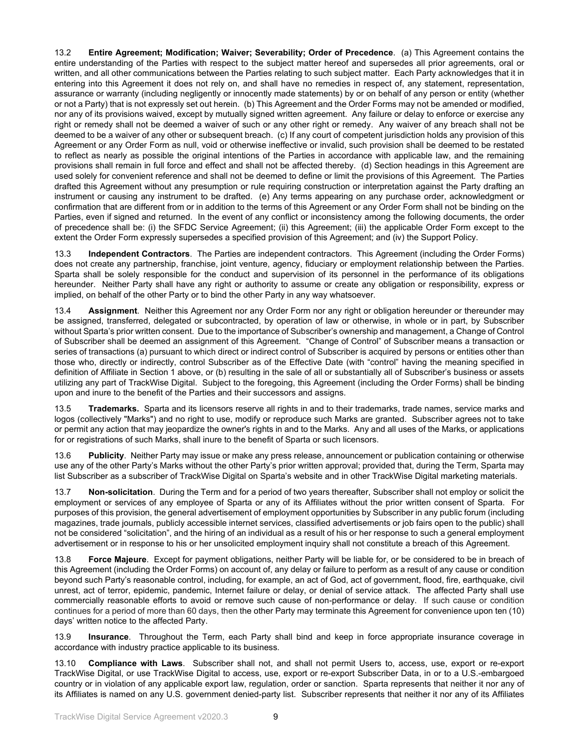13.2 **Entire Agreement; Modification; Waiver; Severability; Order of Precedence**. (a) This Agreement contains the entire understanding of the Parties with respect to the subject matter hereof and supersedes all prior agreements, oral or written, and all other communications between the Parties relating to such subject matter. Each Party acknowledges that it in entering into this Agreement it does not rely on, and shall have no remedies in respect of, any statement, representation, assurance or warranty (including negligently or innocently made statements) by or on behalf of any person or entity (whether or not a Party) that is not expressly set out herein. (b) This Agreement and the Order Forms may not be amended or modified, nor any of its provisions waived, except by mutually signed written agreement. Any failure or delay to enforce or exercise any right or remedy shall not be deemed a waiver of such or any other right or remedy. Any waiver of any breach shall not be deemed to be a waiver of any other or subsequent breach. (c) If any court of competent jurisdiction holds any provision of this Agreement or any Order Form as null, void or otherwise ineffective or invalid, such provision shall be deemed to be restated to reflect as nearly as possible the original intentions of the Parties in accordance with applicable law, and the remaining provisions shall remain in full force and effect and shall not be affected thereby. (d) Section headings in this Agreement are used solely for convenient reference and shall not be deemed to define or limit the provisions of this Agreement. The Parties drafted this Agreement without any presumption or rule requiring construction or interpretation against the Party drafting an instrument or causing any instrument to be drafted. (e) Any terms appearing on any purchase order, acknowledgment or confirmation that are different from or in addition to the terms of this Agreement or any Order Form shall not be binding on the Parties, even if signed and returned. In the event of any conflict or inconsistency among the following documents, the order of precedence shall be: (i) the SFDC Service Agreement; (ii) this Agreement; (iii) the applicable Order Form except to the extent the Order Form expressly supersedes a specified provision of this Agreement; and (iv) the Support Policy.

13.3 **Independent Contractors**. The Parties are independent contractors. This Agreement (including the Order Forms) does not create any partnership, franchise, joint venture, agency, fiduciary or employment relationship between the Parties. Sparta shall be solely responsible for the conduct and supervision of its personnel in the performance of its obligations hereunder. Neither Party shall have any right or authority to assume or create any obligation or responsibility, express or implied, on behalf of the other Party or to bind the other Party in any way whatsoever.

13.4 **Assignment**. Neither this Agreement nor any Order Form nor any right or obligation hereunder or thereunder may be assigned, transferred, delegated or subcontracted, by operation of law or otherwise, in whole or in part, by Subscriber without Sparta's prior written consent. Due to the importance of Subscriber's ownership and management, a Change of Control of Subscriber shall be deemed an assignment of this Agreement. "Change of Control" of Subscriber means a transaction or series of transactions (a) pursuant to which direct or indirect control of Subscriber is acquired by persons or entities other than those who, directly or indirectly, control Subscriber as of the Effective Date (with "control" having the meaning specified in definition of Affiliate in Section 1 above, or (b) resulting in the sale of all or substantially all of Subscriber's business or assets utilizing any part of TrackWise Digital. Subject to the foregoing, this Agreement (including the Order Forms) shall be binding upon and inure to the benefit of the Parties and their successors and assigns.

13.5 **Trademarks.** Sparta and its licensors reserve all rights in and to their trademarks, trade names, service marks and logos (collectively "Marks") and no right to use, modify or reproduce such Marks are granted. Subscriber agrees not to take or permit any action that may jeopardize the owner's rights in and to the Marks. Any and all uses of the Marks, or applications for or registrations of such Marks, shall inure to the benefit of Sparta or such licensors.

13.6 **Publicity**. Neither Party may issue or make any press release, announcement or publication containing or otherwise use any of the other Party's Marks without the other Party's prior written approval; provided that, during the Term, Sparta may list Subscriber as a subscriber of TrackWise Digital on Sparta's website and in other TrackWise Digital marketing materials.

13.7 **Non-solicitation**. During the Term and for a period of two years thereafter, Subscriber shall not employ or solicit the employment or services of any employee of Sparta or any of its Affiliates without the prior written consent of Sparta. For purposes of this provision, the general advertisement of employment opportunities by Subscriber in any public forum (including magazines, trade journals, publicly accessible internet services, classified advertisements or job fairs open to the public) shall not be considered "solicitation", and the hiring of an individual as a result of his or her response to such a general employment advertisement or in response to his or her unsolicited employment inquiry shall not constitute a breach of this Agreement.

13.8 **Force Majeure**. Except for payment obligations, neither Party will be liable for, or be considered to be in breach of this Agreement (including the Order Forms) on account of, any delay or failure to perform as a result of any cause or condition beyond such Party's reasonable control, including, for example, an act of God, act of government, flood, fire, earthquake, civil unrest, act of terror, epidemic, pandemic, Internet failure or delay, or denial of service attack. The affected Party shall use commercially reasonable efforts to avoid or remove such cause of non-performance or delay. If such cause or condition continues for a period of more than 60 days, then the other Party may terminate this Agreement for convenience upon ten (10) days' written notice to the affected Party.

13.9 **Insurance**. Throughout the Term, each Party shall bind and keep in force appropriate insurance coverage in accordance with industry practice applicable to its business.

13.10 **Compliance with Laws**. Subscriber shall not, and shall not permit Users to, access, use, export or re-export TrackWise Digital, or use TrackWise Digital to access, use, export or re-export Subscriber Data, in or to a U.S.-embargoed country or in violation of any applicable export law, regulation, order or sanction. Sparta represents that neither it nor any of its Affiliates is named on any U.S. government denied-party list. Subscriber represents that neither it nor any of its Affiliates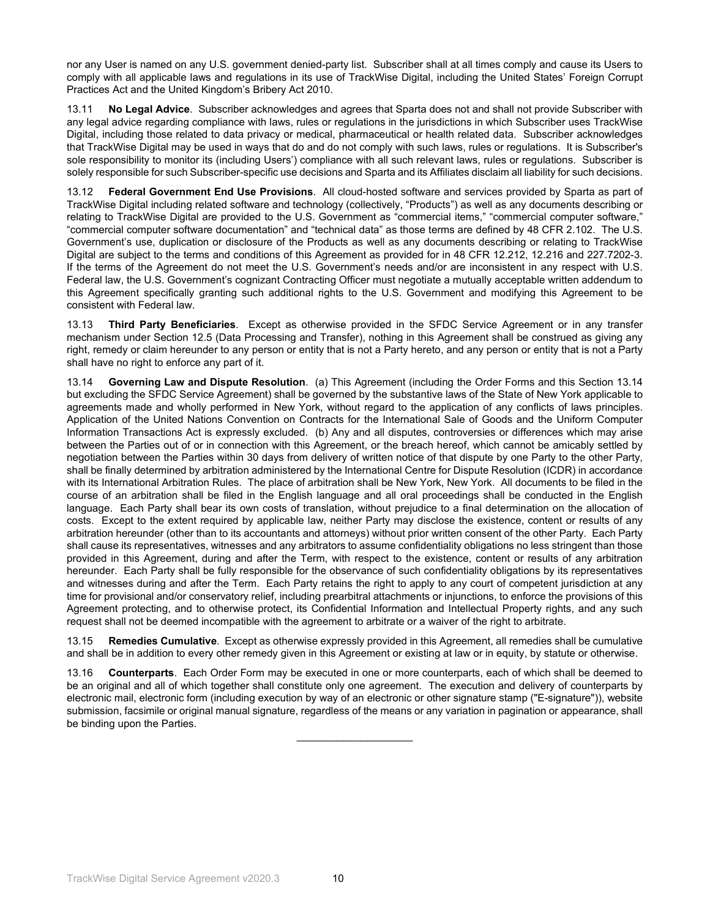nor any User is named on any U.S. government denied-party list. Subscriber shall at all times comply and cause its Users to comply with all applicable laws and regulations in its use of TrackWise Digital, including the United States' Foreign Corrupt Practices Act and the United Kingdom's Bribery Act 2010.

13.11 **No Legal Advice**. Subscriber acknowledges and agrees that Sparta does not and shall not provide Subscriber with any legal advice regarding compliance with laws, rules or regulations in the jurisdictions in which Subscriber uses TrackWise Digital, including those related to data privacy or medical, pharmaceutical or health related data. Subscriber acknowledges that TrackWise Digital may be used in ways that do and do not comply with such laws, rules or regulations. It is Subscriber's sole responsibility to monitor its (including Users') compliance with all such relevant laws, rules or regulations. Subscriber is solely responsible for such Subscriber-specific use decisions and Sparta and its Affiliates disclaim all liability for such decisions.

13.12 **Federal Government End Use Provisions**. All cloud-hosted software and services provided by Sparta as part of TrackWise Digital including related software and technology (collectively, "Products") as well as any documents describing or relating to TrackWise Digital are provided to the U.S. Government as "commercial items," "commercial computer software," "commercial computer software documentation" and "technical data" as those terms are defined by 48 CFR 2.102. The U.S. Government's use, duplication or disclosure of the Products as well as any documents describing or relating to TrackWise Digital are subject to the terms and conditions of this Agreement as provided for in 48 CFR 12.212, 12.216 and 227.7202-3. If the terms of the Agreement do not meet the U.S. Government's needs and/or are inconsistent in any respect with U.S. Federal law, the U.S. Government's cognizant Contracting Officer must negotiate a mutually acceptable written addendum to this Agreement specifically granting such additional rights to the U.S. Government and modifying this Agreement to be consistent with Federal law.

13.13 **Third Party Beneficiaries**. Except as otherwise provided in the SFDC Service Agreement or in any transfer mechanism under Section 12.5 (Data Processing and Transfer), nothing in this Agreement shall be construed as giving any right, remedy or claim hereunder to any person or entity that is not a Party hereto, and any person or entity that is not a Party shall have no right to enforce any part of it.

13.14 **Governing Law and Dispute Resolution**. (a) This Agreement (including the Order Forms and this Section 13.14 but excluding the SFDC Service Agreement) shall be governed by the substantive laws of the State of New York applicable to agreements made and wholly performed in New York, without regard to the application of any conflicts of laws principles. Application of the United Nations Convention on Contracts for the International Sale of Goods and the Uniform Computer Information Transactions Act is expressly excluded. (b) Any and all disputes, controversies or differences which may arise between the Parties out of or in connection with this Agreement, or the breach hereof, which cannot be amicably settled by negotiation between the Parties within 30 days from delivery of written notice of that dispute by one Party to the other Party, shall be finally determined by arbitration administered by the International Centre for Dispute Resolution (ICDR) in accordance with its International Arbitration Rules. The place of arbitration shall be New York, New York. All documents to be filed in the course of an arbitration shall be filed in the English language and all oral proceedings shall be conducted in the English language. Each Party shall bear its own costs of translation, without prejudice to a final determination on the allocation of costs. Except to the extent required by applicable law, neither Party may disclose the existence, content or results of any arbitration hereunder (other than to its accountants and attorneys) without prior written consent of the other Party. Each Party shall cause its representatives, witnesses and any arbitrators to assume confidentiality obligations no less stringent than those provided in this Agreement, during and after the Term, with respect to the existence, content or results of any arbitration hereunder. Each Party shall be fully responsible for the observance of such confidentiality obligations by its representatives and witnesses during and after the Term. Each Party retains the right to apply to any court of competent jurisdiction at any time for provisional and/or conservatory relief, including prearbitral attachments or injunctions, to enforce the provisions of this Agreement protecting, and to otherwise protect, its Confidential Information and Intellectual Property rights, and any such request shall not be deemed incompatible with the agreement to arbitrate or a waiver of the right to arbitrate.

13.15 **Remedies Cumulative**. Except as otherwise expressly provided in this Agreement, all remedies shall be cumulative and shall be in addition to every other remedy given in this Agreement or existing at law or in equity, by statute or otherwise.

13.16 **Counterparts**. Each Order Form may be executed in one or more counterparts, each of which shall be deemed to be an original and all of which together shall constitute only one agreement. The execution and delivery of counterparts by electronic mail, electronic form (including execution by way of an electronic or other signature stamp ("E-signature")), website submission, facsimile or original manual signature, regardless of the means or any variation in pagination or appearance, shall be binding upon the Parties.

\_\_\_\_\_\_\_\_\_\_\_\_\_\_\_\_\_\_\_\_